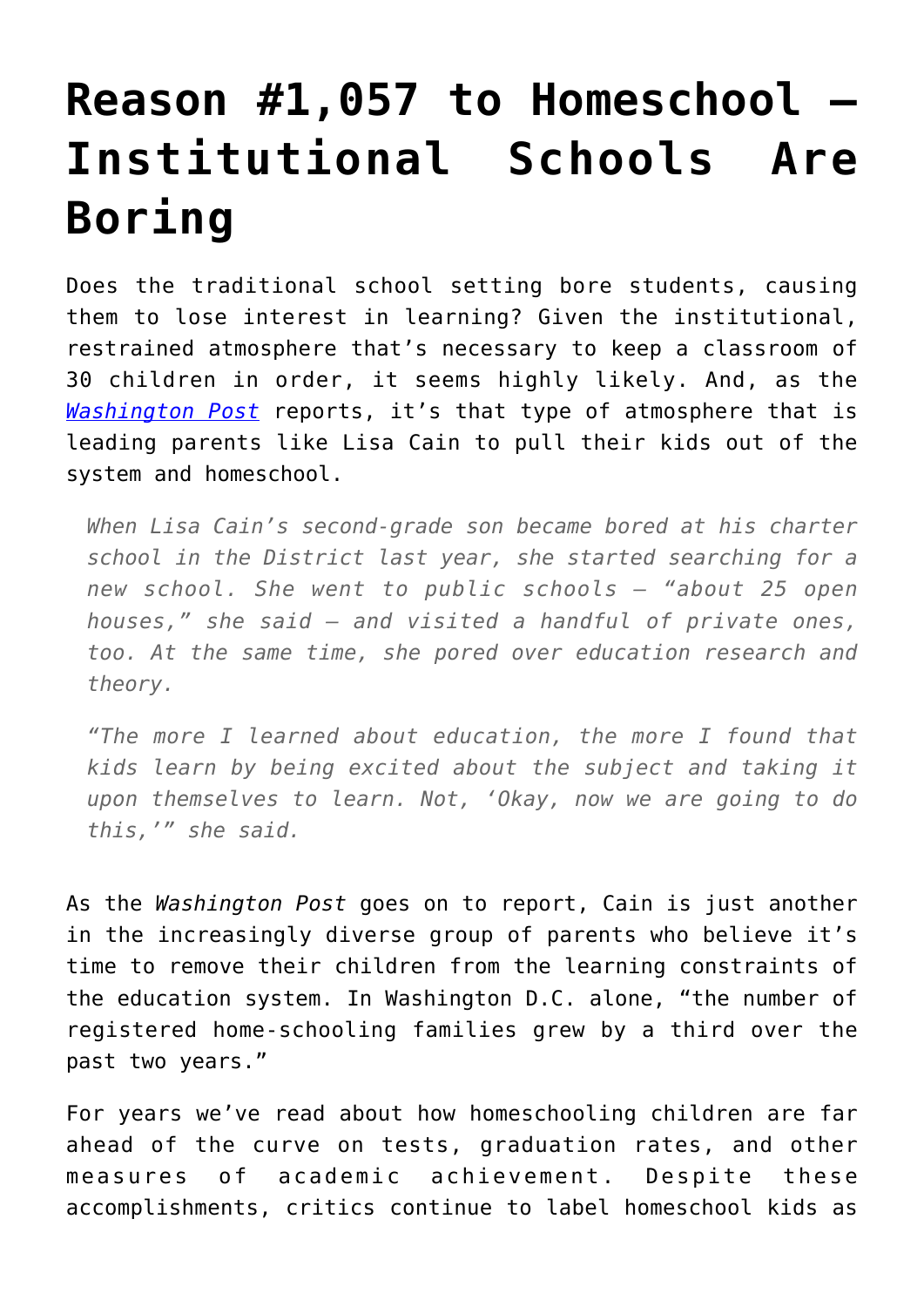# Reason #1,057 to Homeschool – Institutional Schools Are Boring

Does the traditional school setting bore students, causing them to lose interest in learning? Given the institutional, restrained atmosphere that's necessary to keep a classroom of 30 children in order, it seems highly likely. And, as the [*Washington Post*](#) reports, it's that type of atmosphere that is leading parents like Lisa Cain to pull their kids out of the system and homeschool.

> *When Lisa Cain's second-grade son became bored at his charter school in the District last year, she started searching for a new school. She went to public schools — "about 25 open houses," she said — and visited a handful of private ones, too. At the same time, she pored over education research and theory.*
>
> *"The more I learned about education, the more I found that kids learn by being excited about the subject and taking it upon themselves to learn. Not, 'Okay, now we are going to do this,'" she said.*

As the *Washington Post* goes on to report, Cain is just another in the increasingly diverse group of parents who believe it's time to remove their children from the learning constraints of the education system. In Washington D.C. alone, "the number of registered home-schooling families grew by a third over the past two years."

For years we've read about how homeschooling children are far ahead of the curve on tests, graduation rates, and other measures of academic achievement. Despite these accomplishments, critics continue to label homeschool kids as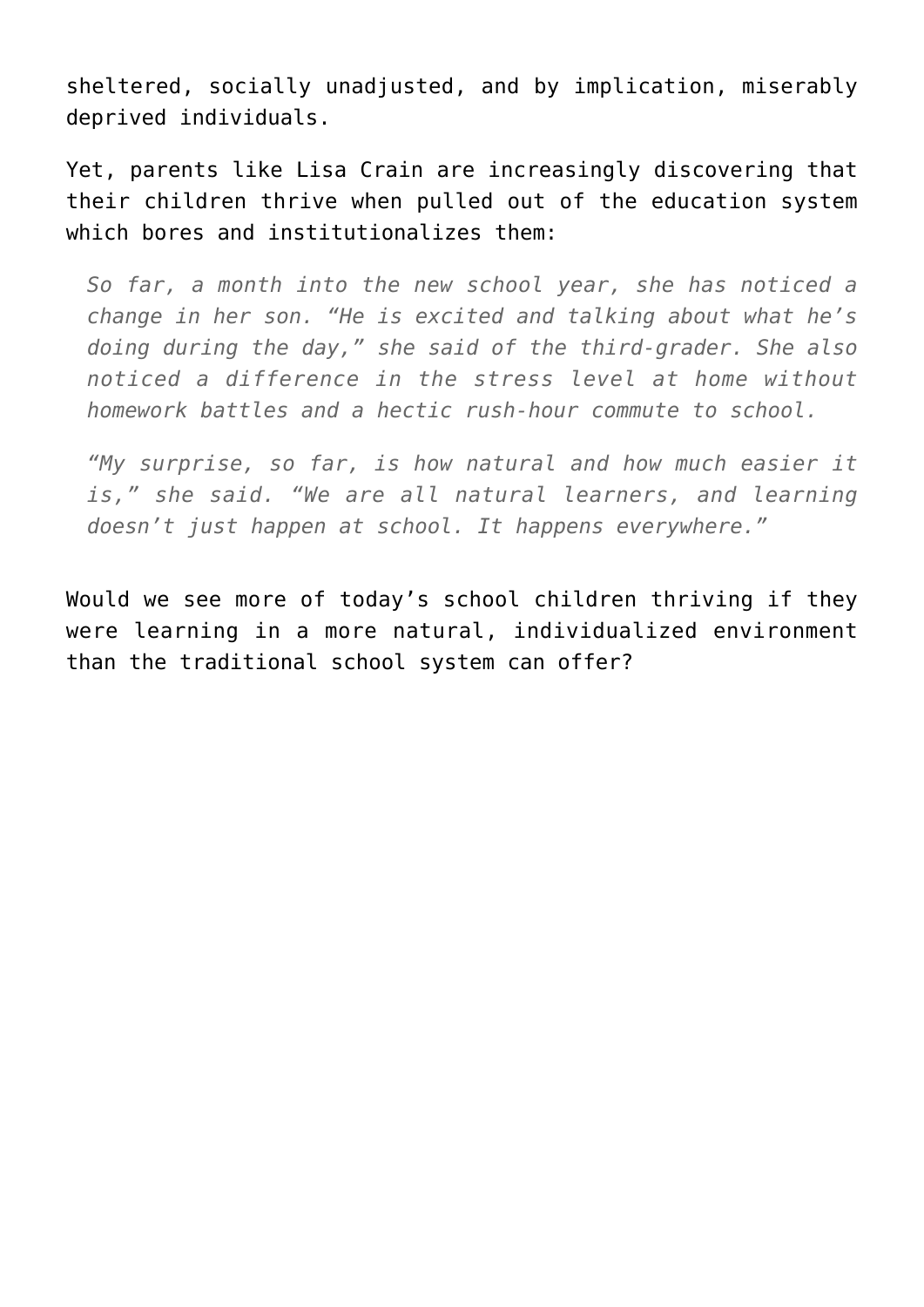sheltered, socially unadjusted, and by implication, miserably deprived individuals.

Yet, parents like Lisa Crain are increasingly discovering that their children thrive when pulled out of the education system which bores and institutionalizes them:

> *So far, a month into the new school year, she has noticed a change in her son. "He is excited and talking about what he's doing during the day," she said of the third-grader. She also noticed a difference in the stress level at home without homework battles and a hectic rush-hour commute to school.*
>
> *"My surprise, so far, is how natural and how much easier it is," she said. "We are all natural learners, and learning doesn't just happen at school. It happens everywhere."*

Would we see more of today's school children thriving if they were learning in a more natural, individualized environment than the traditional school system can offer?